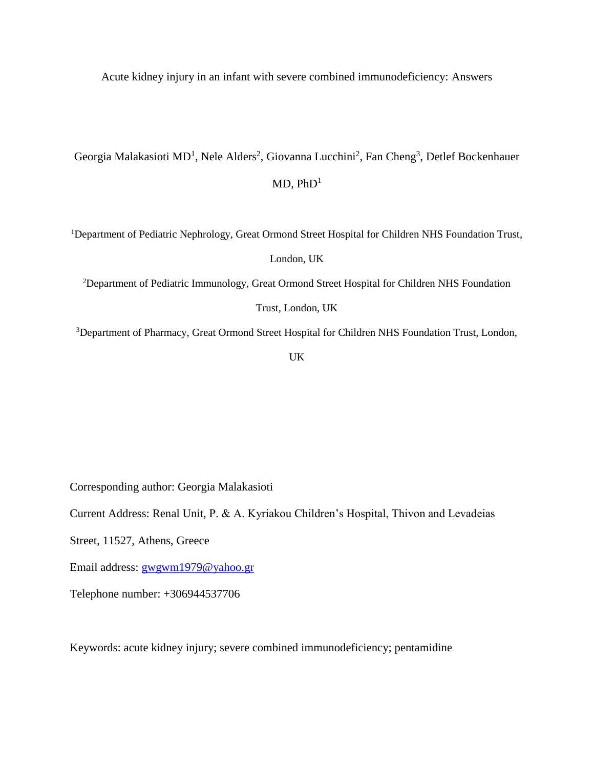# Acute kidney injury in an infant with severe combined immunodeficiency: Answers

Georgia Malakasioti MD[1], Nele Alders[2], Giovanna Lucchini[2], Fan Cheng[3], Detlef Bockenhauer MD, PhD[1]

[1]Department of Pediatric Nephrology, Great Ormond Street Hospital for Children NHS Foundation Trust, London, UK

[2]Department of Pediatric Immunology, Great Ormond Street Hospital for Children NHS Foundation Trust, London, UK

[3]Department of Pharmacy, Great Ormond Street Hospital for Children NHS Foundation Trust, London, UK

Corresponding author: Georgia Malakasioti

Current Address: Renal Unit, P. & A. Kyriakou Children's Hospital, Thivon and Levadeias Street, 11527, Athens, Greece

Email address: gwgwm1979@yahoo.gr

Telephone number: +306944537706

Keywords: acute kidney injury; severe combined immunodeficiency; pentamidine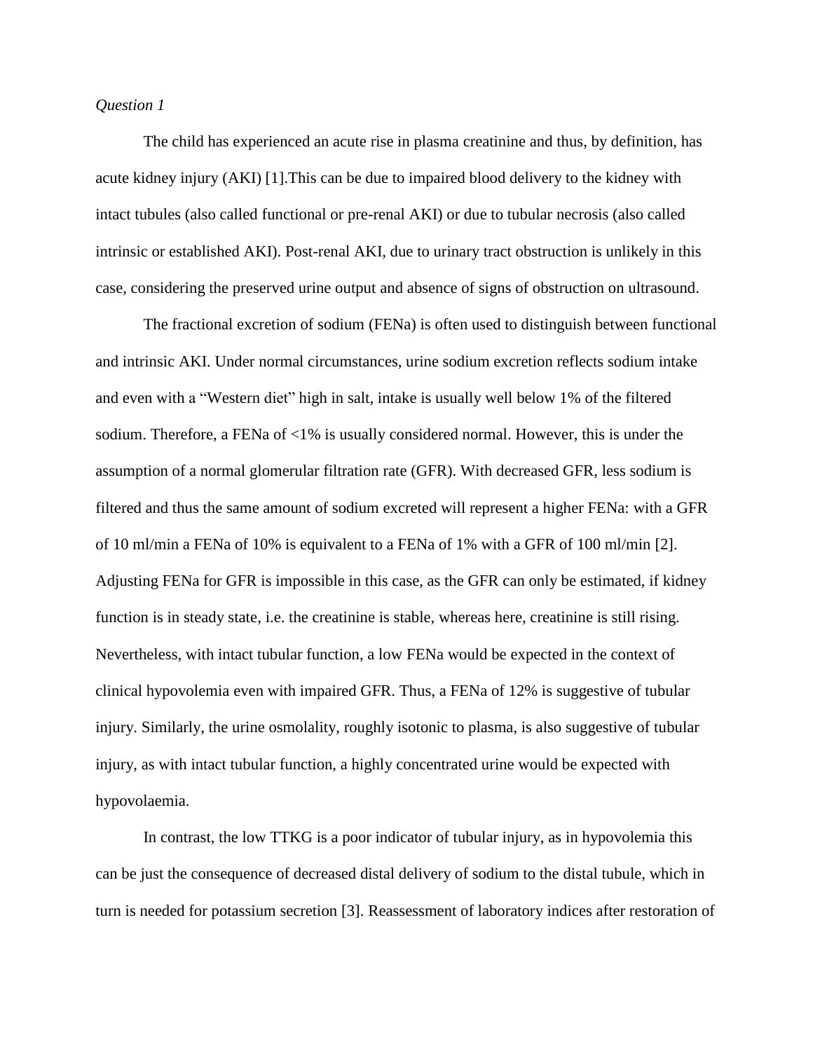*Question 1*

The child has experienced an acute rise in plasma creatinine and thus, by definition, has acute kidney injury (AKI) [1].This can be due to impaired blood delivery to the kidney with intact tubules (also called functional or pre-renal AKI) or due to tubular necrosis (also called intrinsic or established AKI). Post-renal AKI, due to urinary tract obstruction is unlikely in this case, considering the preserved urine output and absence of signs of obstruction on ultrasound.

The fractional excretion of sodium (FENa) is often used to distinguish between functional and intrinsic AKI. Under normal circumstances, urine sodium excretion reflects sodium intake and even with a "Western diet" high in salt, intake is usually well below 1% of the filtered sodium. Therefore, a FENa of <1% is usually considered normal. However, this is under the assumption of a normal glomerular filtration rate (GFR). With decreased GFR, less sodium is filtered and thus the same amount of sodium excreted will represent a higher FENa: with a GFR of 10 ml/min a FENa of 10% is equivalent to a FENa of 1% with a GFR of 100 ml/min [2]. Adjusting FENa for GFR is impossible in this case, as the GFR can only be estimated, if kidney function is in steady state, i.e. the creatinine is stable, whereas here, creatinine is still rising. Nevertheless, with intact tubular function, a low FENa would be expected in the context of clinical hypovolemia even with impaired GFR. Thus, a FENa of 12% is suggestive of tubular injury. Similarly, the urine osmolality, roughly isotonic to plasma, is also suggestive of tubular injury, as with intact tubular function, a highly concentrated urine would be expected with hypovolaemia.

In contrast, the low TTKG is a poor indicator of tubular injury, as in hypovolemia this can be just the consequence of decreased distal delivery of sodium to the distal tubule, which in turn is needed for potassium secretion [3]. Reassessment of laboratory indices after restoration of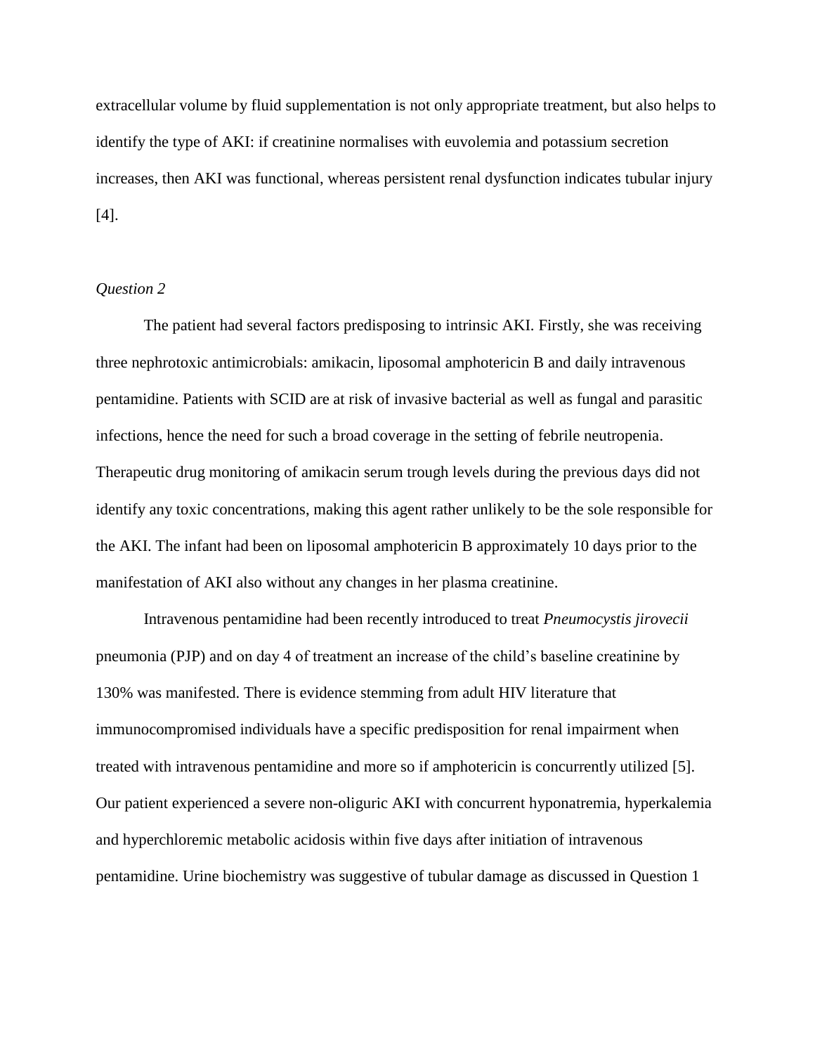extracellular volume by fluid supplementation is not only appropriate treatment, but also helps to identify the type of AKI: if creatinine normalises with euvolemia and potassium secretion increases, then AKI was functional, whereas persistent renal dysfunction indicates tubular injury [4].

*Question 2*

The patient had several factors predisposing to intrinsic AKI. Firstly, she was receiving three nephrotoxic antimicrobials: amikacin, liposomal amphotericin B and daily intravenous pentamidine. Patients with SCID are at risk of invasive bacterial as well as fungal and parasitic infections, hence the need for such a broad coverage in the setting of febrile neutropenia. Therapeutic drug monitoring of amikacin serum trough levels during the previous days did not identify any toxic concentrations, making this agent rather unlikely to be the sole responsible for the AKI. The infant had been on liposomal amphotericin B approximately 10 days prior to the manifestation of AKI also without any changes in her plasma creatinine.

Intravenous pentamidine had been recently introduced to treat *Pneumocystis jirovecii* pneumonia (PJP) and on day 4 of treatment an increase of the child's baseline creatinine by 130% was manifested. There is evidence stemming from adult HIV literature that immunocompromised individuals have a specific predisposition for renal impairment when treated with intravenous pentamidine and more so if amphotericin is concurrently utilized [5]. Our patient experienced a severe non-oliguric AKI with concurrent hyponatremia, hyperkalemia and hyperchloremic metabolic acidosis within five days after initiation of intravenous pentamidine. Urine biochemistry was suggestive of tubular damage as discussed in Question 1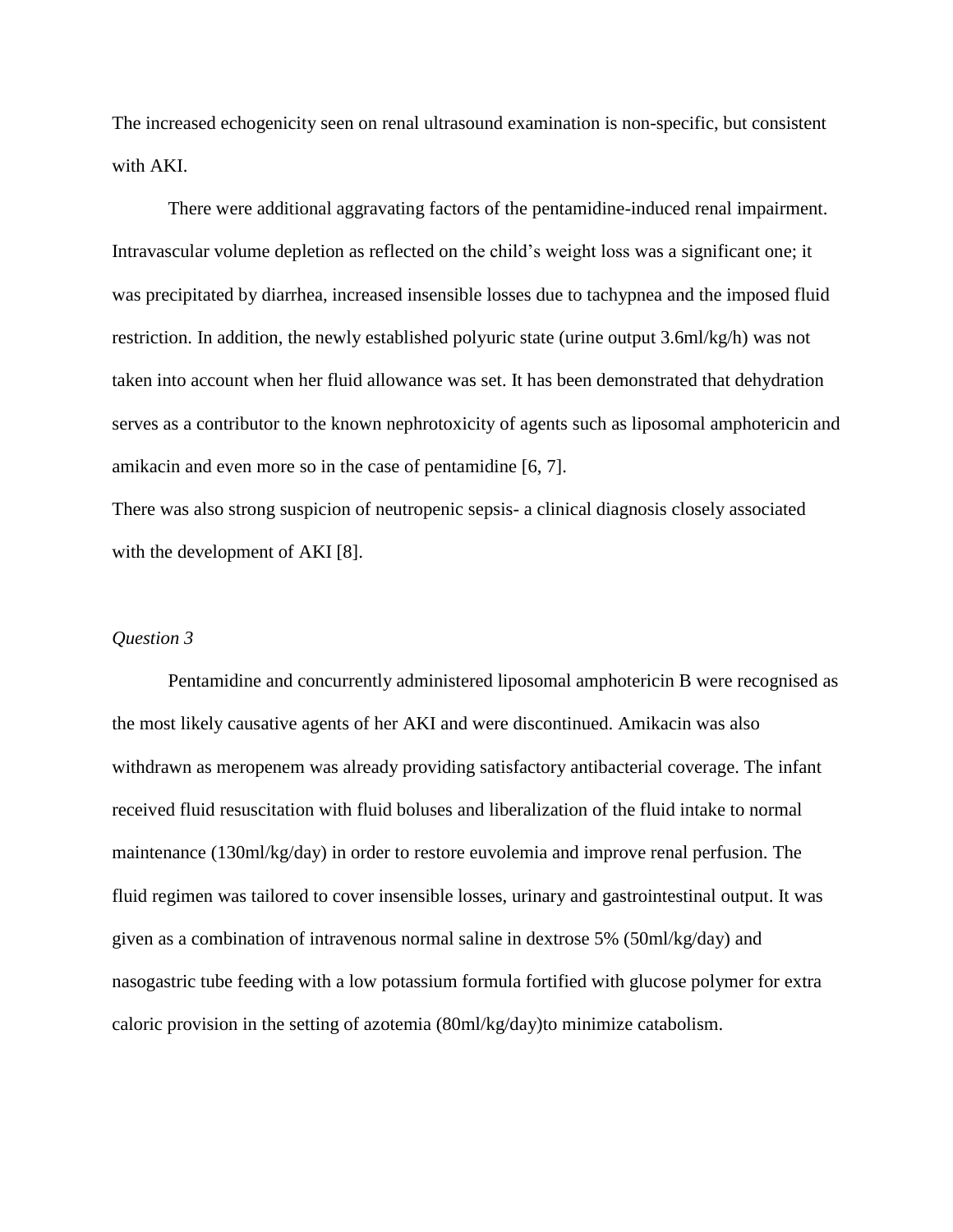The increased echogenicity seen on renal ultrasound examination is non-specific, but consistent with AKI.

There were additional aggravating factors of the pentamidine-induced renal impairment. Intravascular volume depletion as reflected on the child's weight loss was a significant one; it was precipitated by diarrhea, increased insensible losses due to tachypnea and the imposed fluid restriction. In addition, the newly established polyuric state (urine output 3.6ml/kg/h) was not taken into account when her fluid allowance was set. It has been demonstrated that dehydration serves as a contributor to the known nephrotoxicity of agents such as liposomal amphotericin and amikacin and even more so in the case of pentamidine [6, 7].

There was also strong suspicion of neutropenic sepsis- a clinical diagnosis closely associated with the development of AKI [8].

*Question 3*

Pentamidine and concurrently administered liposomal amphotericin B were recognised as the most likely causative agents of her AKI and were discontinued. Amikacin was also withdrawn as meropenem was already providing satisfactory antibacterial coverage. The infant received fluid resuscitation with fluid boluses and liberalization of the fluid intake to normal maintenance (130ml/kg/day) in order to restore euvolemia and improve renal perfusion. The fluid regimen was tailored to cover insensible losses, urinary and gastrointestinal output. It was given as a combination of intravenous normal saline in dextrose 5% (50ml/kg/day) and nasogastric tube feeding with a low potassium formula fortified with glucose polymer for extra caloric provision in the setting of azotemia (80ml/kg/day)to minimize catabolism.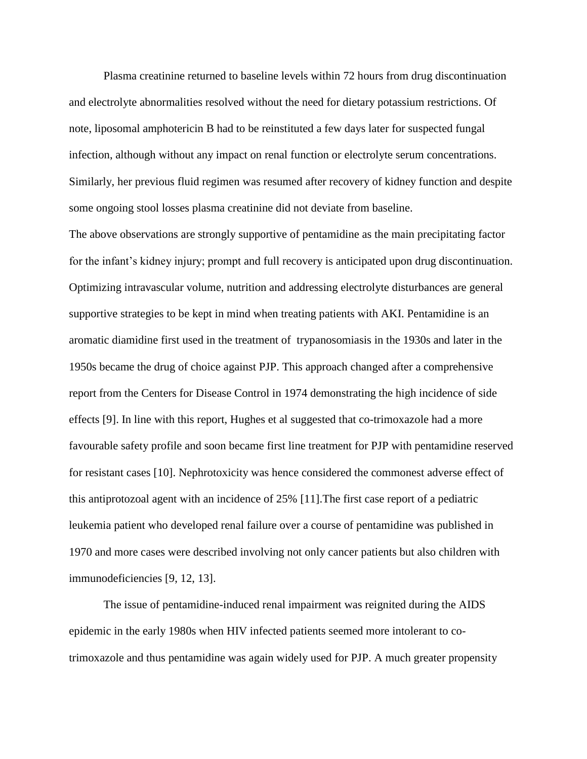Plasma creatinine returned to baseline levels within 72 hours from drug discontinuation and electrolyte abnormalities resolved without the need for dietary potassium restrictions. Of note, liposomal amphotericin B had to be reinstituted a few days later for suspected fungal infection, although without any impact on renal function or electrolyte serum concentrations. Similarly, her previous fluid regimen was resumed after recovery of kidney function and despite some ongoing stool losses plasma creatinine did not deviate from baseline.

The above observations are strongly supportive of pentamidine as the main precipitating factor for the infant's kidney injury; prompt and full recovery is anticipated upon drug discontinuation. Optimizing intravascular volume, nutrition and addressing electrolyte disturbances are general supportive strategies to be kept in mind when treating patients with AKI. Pentamidine is an aromatic diamidine first used in the treatment of trypanosomiasis in the 1930s and later in the 1950s became the drug of choice against PJP. This approach changed after a comprehensive report from the Centers for Disease Control in 1974 demonstrating the high incidence of side effects [9]. In line with this report, Hughes et al suggested that co-trimoxazole had a more favourable safety profile and soon became first line treatment for PJP with pentamidine reserved for resistant cases [10]. Nephrotoxicity was hence considered the commonest adverse effect of this antiprotozoal agent with an incidence of 25% [11].The first case report of a pediatric leukemia patient who developed renal failure over a course of pentamidine was published in 1970 and more cases were described involving not only cancer patients but also children with immunodeficiencies [9, 12, 13].

The issue of pentamidine-induced renal impairment was reignited during the AIDS epidemic in the early 1980s when HIV infected patients seemed more intolerant to co-trimoxazole and thus pentamidine was again widely used for PJP. A much greater propensity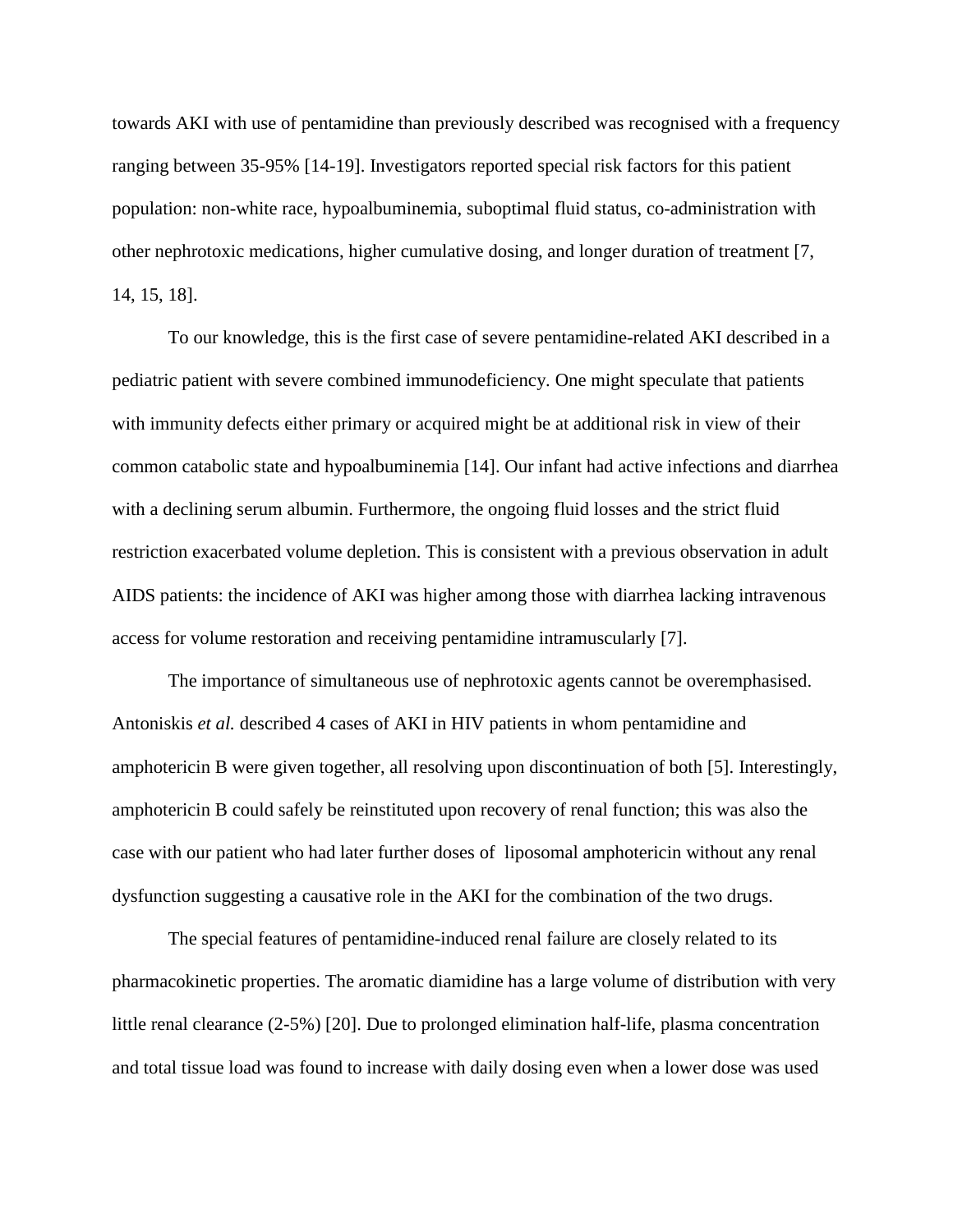towards AKI with use of pentamidine than previously described was recognised with a frequency ranging between 35-95% [14-19]. Investigators reported special risk factors for this patient population: non-white race, hypoalbuminemia, suboptimal fluid status, co-administration with other nephrotoxic medications, higher cumulative dosing, and longer duration of treatment [7, 14, 15, 18].

To our knowledge, this is the first case of severe pentamidine-related AKI described in a pediatric patient with severe combined immunodeficiency. One might speculate that patients with immunity defects either primary or acquired might be at additional risk in view of their common catabolic state and hypoalbuminemia [14]. Our infant had active infections and diarrhea with a declining serum albumin. Furthermore, the ongoing fluid losses and the strict fluid restriction exacerbated volume depletion. This is consistent with a previous observation in adult AIDS patients: the incidence of AKI was higher among those with diarrhea lacking intravenous access for volume restoration and receiving pentamidine intramuscularly [7].

The importance of simultaneous use of nephrotoxic agents cannot be overemphasised. Antoniskis *et al.* described 4 cases of AKI in HIV patients in whom pentamidine and amphotericin B were given together, all resolving upon discontinuation of both [5]. Interestingly, amphotericin B could safely be reinstituted upon recovery of renal function; this was also the case with our patient who had later further doses of liposomal amphotericin without any renal dysfunction suggesting a causative role in the AKI for the combination of the two drugs.

The special features of pentamidine-induced renal failure are closely related to its pharmacokinetic properties. The aromatic diamidine has a large volume of distribution with very little renal clearance (2-5%) [20]. Due to prolonged elimination half-life, plasma concentration and total tissue load was found to increase with daily dosing even when a lower dose was used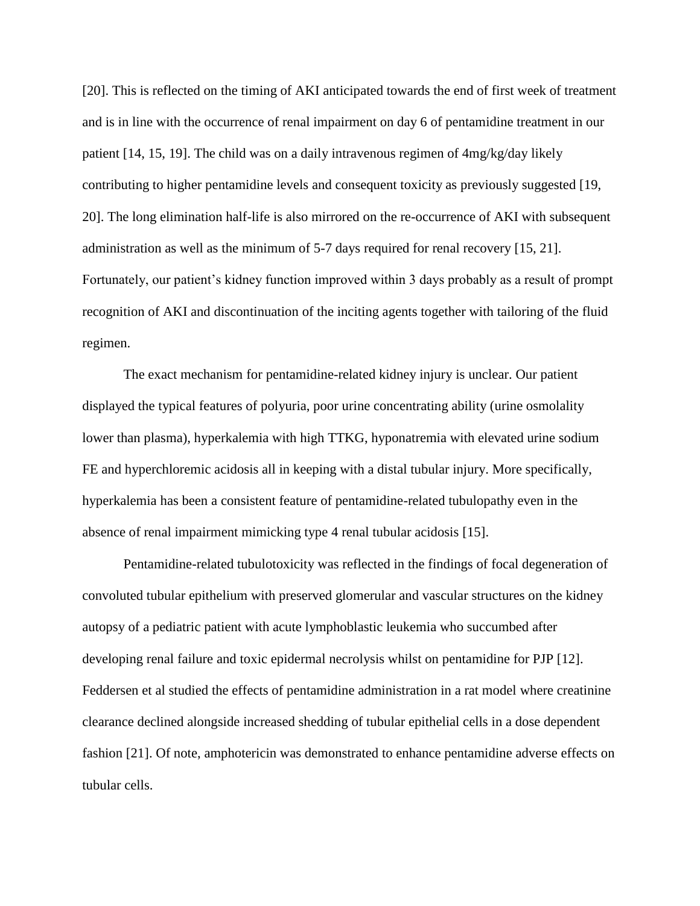[20]. This is reflected on the timing of AKI anticipated towards the end of first week of treatment and is in line with the occurrence of renal impairment on day 6 of pentamidine treatment in our patient [14, 15, 19]. The child was on a daily intravenous regimen of 4mg/kg/day likely contributing to higher pentamidine levels and consequent toxicity as previously suggested [19, 20]. The long elimination half-life is also mirrored on the re-occurrence of AKI with subsequent administration as well as the minimum of 5-7 days required for renal recovery [15, 21]. Fortunately, our patient's kidney function improved within 3 days probably as a result of prompt recognition of AKI and discontinuation of the inciting agents together with tailoring of the fluid regimen.

The exact mechanism for pentamidine-related kidney injury is unclear. Our patient displayed the typical features of polyuria, poor urine concentrating ability (urine osmolality lower than plasma), hyperkalemia with high TTKG, hyponatremia with elevated urine sodium FE and hyperchloremic acidosis all in keeping with a distal tubular injury. More specifically, hyperkalemia has been a consistent feature of pentamidine-related tubulopathy even in the absence of renal impairment mimicking type 4 renal tubular acidosis [15].

Pentamidine-related tubulotoxicity was reflected in the findings of focal degeneration of convoluted tubular epithelium with preserved glomerular and vascular structures on the kidney autopsy of a pediatric patient with acute lymphoblastic leukemia who succumbed after developing renal failure and toxic epidermal necrolysis whilst on pentamidine for PJP [12]. Feddersen et al studied the effects of pentamidine administration in a rat model where creatinine clearance declined alongside increased shedding of tubular epithelial cells in a dose dependent fashion [21]. Of note, amphotericin was demonstrated to enhance pentamidine adverse effects on tubular cells.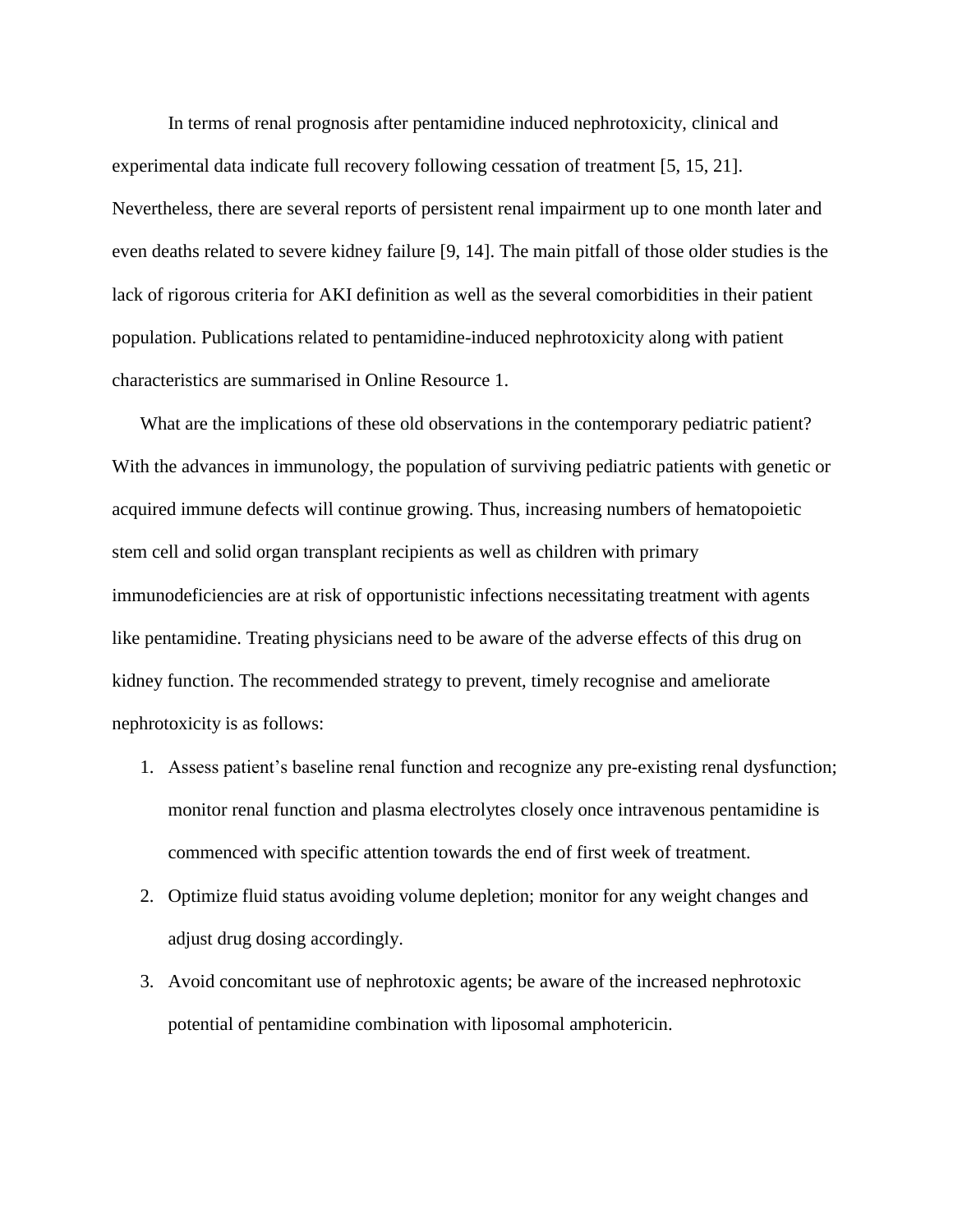In terms of renal prognosis after pentamidine induced nephrotoxicity, clinical and experimental data indicate full recovery following cessation of treatment [5, 15, 21]. Nevertheless, there are several reports of persistent renal impairment up to one month later and even deaths related to severe kidney failure [9, 14]. The main pitfall of those older studies is the lack of rigorous criteria for AKI definition as well as the several comorbidities in their patient population. Publications related to pentamidine-induced nephrotoxicity along with patient characteristics are summarised in Online Resource 1.

What are the implications of these old observations in the contemporary pediatric patient? With the advances in immunology, the population of surviving pediatric patients with genetic or acquired immune defects will continue growing. Thus, increasing numbers of hematopoietic stem cell and solid organ transplant recipients as well as children with primary immunodeficiencies are at risk of opportunistic infections necessitating treatment with agents like pentamidine. Treating physicians need to be aware of the adverse effects of this drug on kidney function. The recommended strategy to prevent, timely recognise and ameliorate nephrotoxicity is as follows:

1. Assess patient's baseline renal function and recognize any pre-existing renal dysfunction; monitor renal function and plasma electrolytes closely once intravenous pentamidine is commenced with specific attention towards the end of first week of treatment.
2. Optimize fluid status avoiding volume depletion; monitor for any weight changes and adjust drug dosing accordingly.
3. Avoid concomitant use of nephrotoxic agents; be aware of the increased nephrotoxic potential of pentamidine combination with liposomal amphotericin.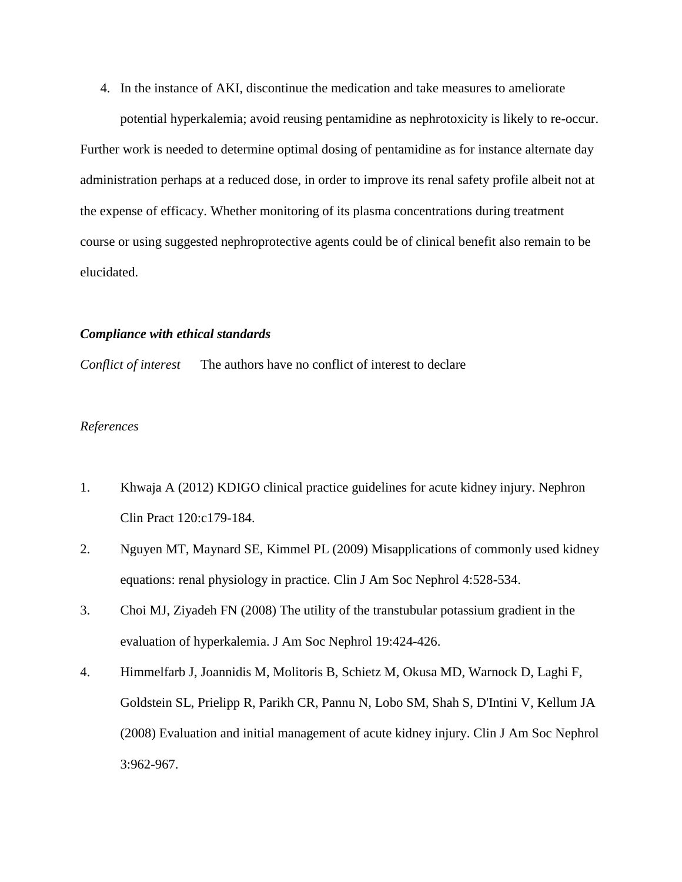4. In the instance of AKI, discontinue the medication and take measures to ameliorate potential hyperkalemia; avoid reusing pentamidine as nephrotoxicity is likely to re-occur.

Further work is needed to determine optimal dosing of pentamidine as for instance alternate day administration perhaps at a reduced dose, in order to improve its renal safety profile albeit not at the expense of efficacy. Whether monitoring of its plasma concentrations during treatment course or using suggested nephroprotective agents could be of clinical benefit also remain to be elucidated.

***Compliance with ethical standards***

*Conflict of interest* The authors have no conflict of interest to declare

*References*

1. Khwaja A (2012) KDIGO clinical practice guidelines for acute kidney injury. Nephron Clin Pract 120:c179-184.
2. Nguyen MT, Maynard SE, Kimmel PL (2009) Misapplications of commonly used kidney equations: renal physiology in practice. Clin J Am Soc Nephrol 4:528-534.
3. Choi MJ, Ziyadeh FN (2008) The utility of the transtubular potassium gradient in the evaluation of hyperkalemia. J Am Soc Nephrol 19:424-426.
4. Himmelfarb J, Joannidis M, Molitoris B, Schietz M, Okusa MD, Warnock D, Laghi F, Goldstein SL, Prielipp R, Parikh CR, Pannu N, Lobo SM, Shah S, D'Intini V, Kellum JA (2008) Evaluation and initial management of acute kidney injury. Clin J Am Soc Nephrol 3:962-967.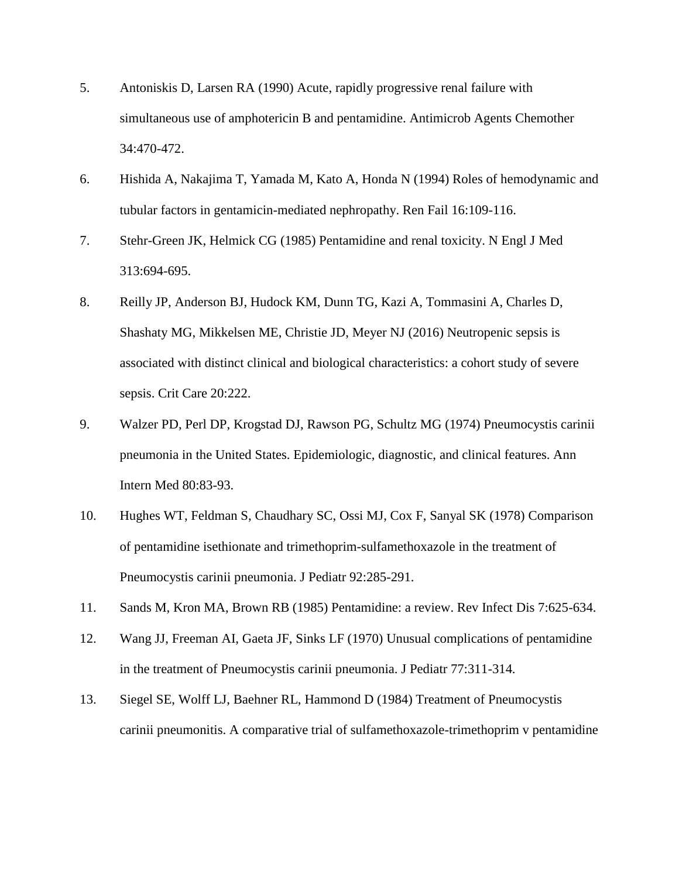5. Antoniskis D, Larsen RA (1990) Acute, rapidly progressive renal failure with simultaneous use of amphotericin B and pentamidine. Antimicrob Agents Chemother 34:470-472.

6. Hishida A, Nakajima T, Yamada M, Kato A, Honda N (1994) Roles of hemodynamic and tubular factors in gentamicin-mediated nephropathy. Ren Fail 16:109-116.

7. Stehr-Green JK, Helmick CG (1985) Pentamidine and renal toxicity. N Engl J Med 313:694-695.

8. Reilly JP, Anderson BJ, Hudock KM, Dunn TG, Kazi A, Tommasini A, Charles D, Shashaty MG, Mikkelsen ME, Christie JD, Meyer NJ (2016) Neutropenic sepsis is associated with distinct clinical and biological characteristics: a cohort study of severe sepsis. Crit Care 20:222.

9. Walzer PD, Perl DP, Krogstad DJ, Rawson PG, Schultz MG (1974) Pneumocystis carinii pneumonia in the United States. Epidemiologic, diagnostic, and clinical features. Ann Intern Med 80:83-93.

10. Hughes WT, Feldman S, Chaudhary SC, Ossi MJ, Cox F, Sanyal SK (1978) Comparison of pentamidine isethionate and trimethoprim-sulfamethoxazole in the treatment of Pneumocystis carinii pneumonia. J Pediatr 92:285-291.

11. Sands M, Kron MA, Brown RB (1985) Pentamidine: a review. Rev Infect Dis 7:625-634.

12. Wang JJ, Freeman AI, Gaeta JF, Sinks LF (1970) Unusual complications of pentamidine in the treatment of Pneumocystis carinii pneumonia. J Pediatr 77:311-314.

13. Siegel SE, Wolff LJ, Baehner RL, Hammond D (1984) Treatment of Pneumocystis carinii pneumonitis. A comparative trial of sulfamethoxazole-trimethoprim v pentamidine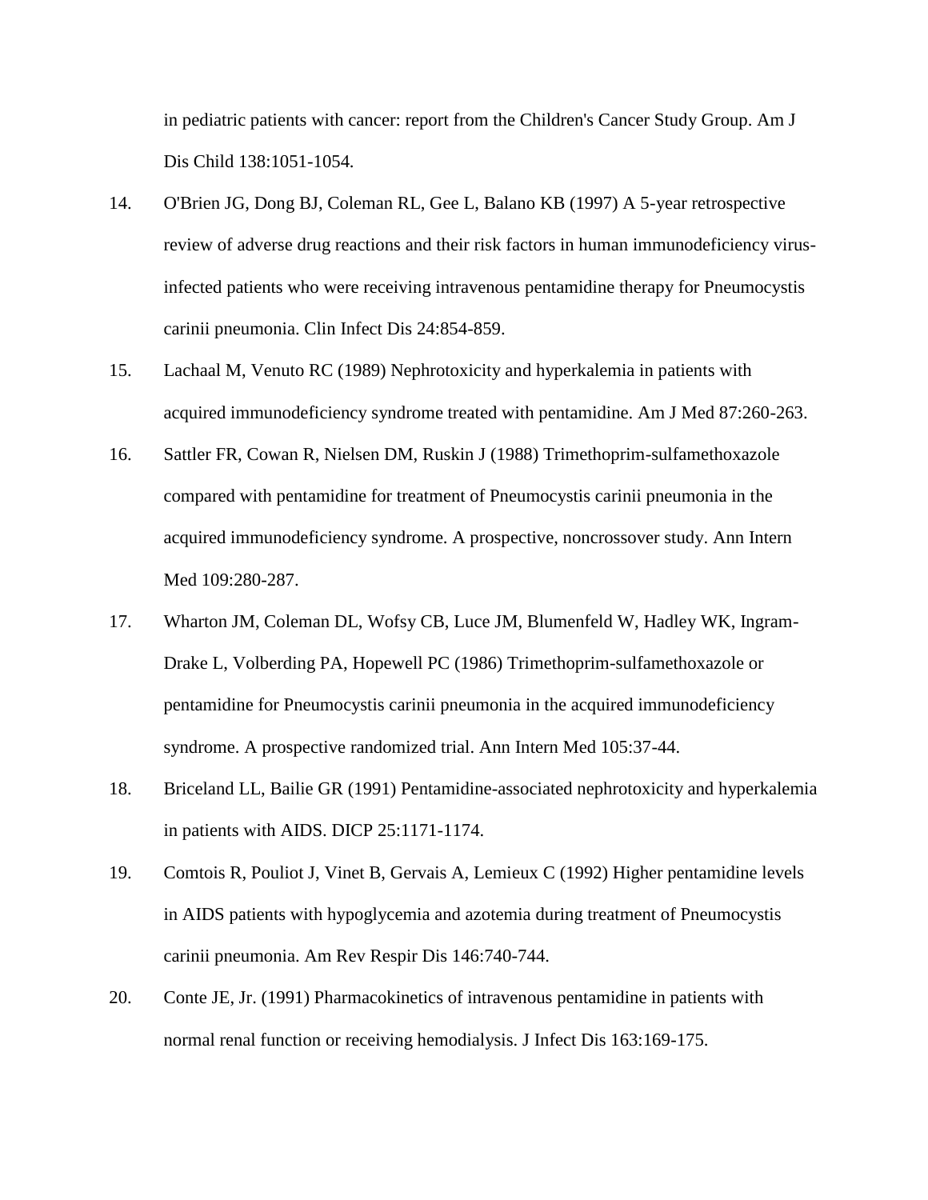in pediatric patients with cancer: report from the Children's Cancer Study Group. Am J Dis Child 138:1051-1054.

14. O'Brien JG, Dong BJ, Coleman RL, Gee L, Balano KB (1997) A 5-year retrospective review of adverse drug reactions and their risk factors in human immunodeficiency virus-infected patients who were receiving intravenous pentamidine therapy for Pneumocystis carinii pneumonia. Clin Infect Dis 24:854-859.

15. Lachaal M, Venuto RC (1989) Nephrotoxicity and hyperkalemia in patients with acquired immunodeficiency syndrome treated with pentamidine. Am J Med 87:260-263.

16. Sattler FR, Cowan R, Nielsen DM, Ruskin J (1988) Trimethoprim-sulfamethoxazole compared with pentamidine for treatment of Pneumocystis carinii pneumonia in the acquired immunodeficiency syndrome. A prospective, noncrossover study. Ann Intern Med 109:280-287.

17. Wharton JM, Coleman DL, Wofsy CB, Luce JM, Blumenfeld W, Hadley WK, Ingram-Drake L, Volberding PA, Hopewell PC (1986) Trimethoprim-sulfamethoxazole or pentamidine for Pneumocystis carinii pneumonia in the acquired immunodeficiency syndrome. A prospective randomized trial. Ann Intern Med 105:37-44.

18. Briceland LL, Bailie GR (1991) Pentamidine-associated nephrotoxicity and hyperkalemia in patients with AIDS. DICP 25:1171-1174.

19. Comtois R, Pouliot J, Vinet B, Gervais A, Lemieux C (1992) Higher pentamidine levels in AIDS patients with hypoglycemia and azotemia during treatment of Pneumocystis carinii pneumonia. Am Rev Respir Dis 146:740-744.

20. Conte JE, Jr. (1991) Pharmacokinetics of intravenous pentamidine in patients with normal renal function or receiving hemodialysis. J Infect Dis 163:169-175.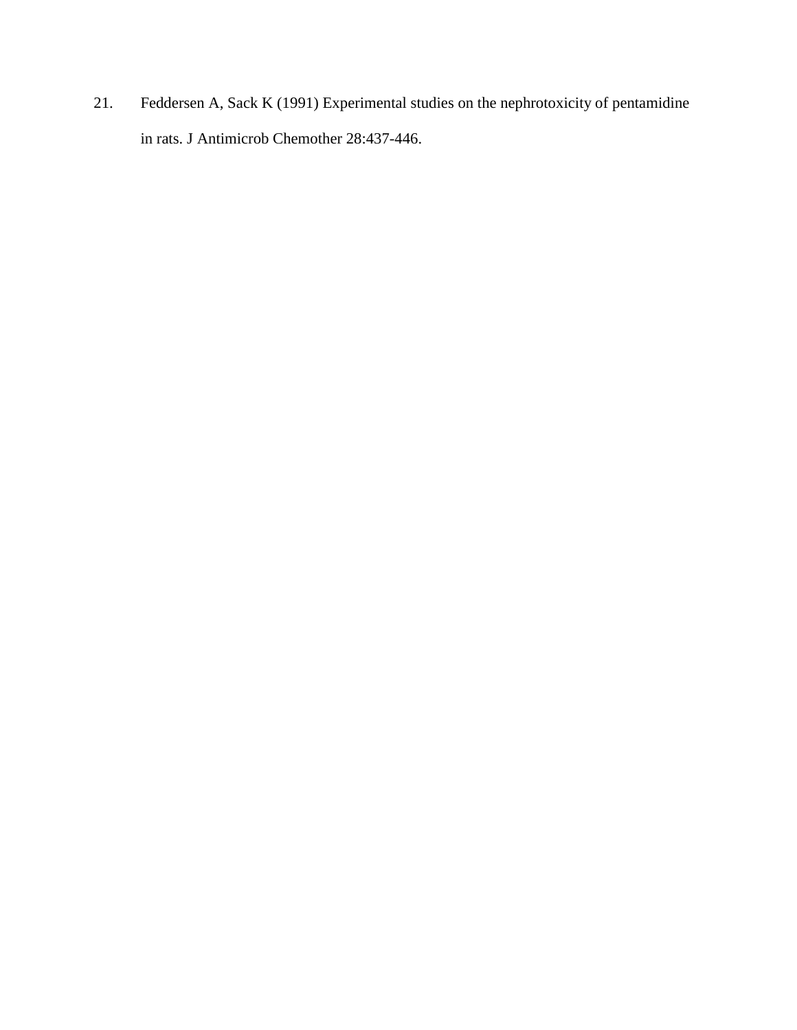21. Feddersen A, Sack K (1991) Experimental studies on the nephrotoxicity of pentamidine in rats. J Antimicrob Chemother 28:437-446.